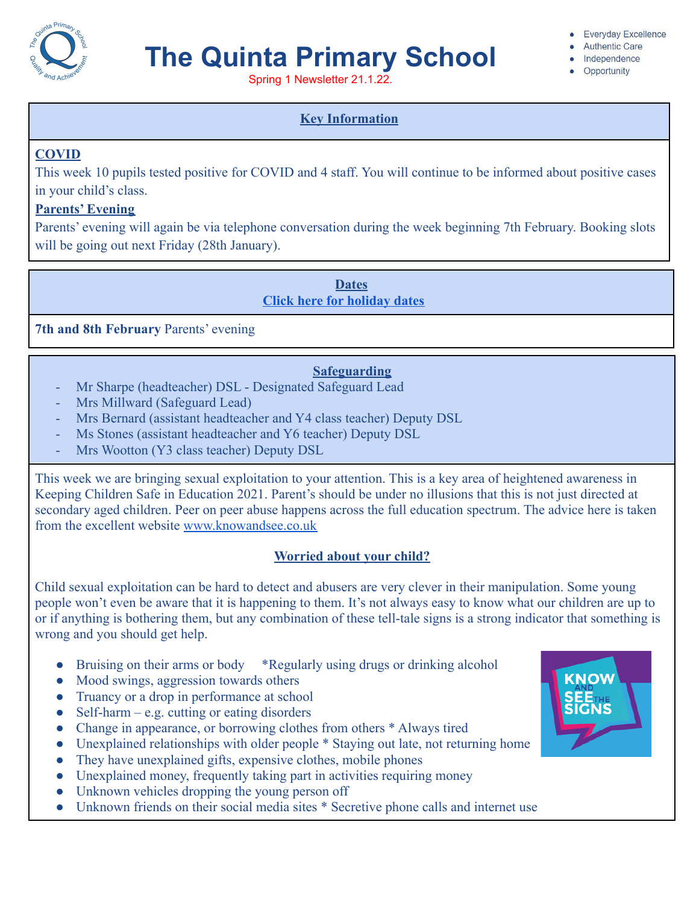# The Quinta Primary School

Spring 1 Newsletter 21.1.22.

- Everyday Excellence
- Authentic Care
- Independence
- Opportunity

## Key Information

**COVID**

This week 10 pupils tested positive for COVID and 4 staff. You will continue to be informed about positive cases in your child's class.

**Parents' Evening**

Parents' evening will again be via telephone conversation during the week beginning 7th February. Booking slots will be going out next Friday (28th January).

## Dates

**Click here for holiday dates**

**7th and 8th February** Parents' evening

## Safeguarding

- Mr Sharpe (headteacher) DSL - Designated Safeguard Lead
- Mrs Millward (Safeguard Lead)
- Mrs Bernard (assistant headteacher and Y4 class teacher) Deputy DSL
- Ms Stones (assistant headteacher and Y6 teacher) Deputy DSL
- Mrs Wootton (Y3 class teacher) Deputy DSL

This week we are bringing sexual exploitation to your attention. This is a key area of heightened awareness in Keeping Children Safe in Education 2021. Parent's should be under no illusions that this is not just directed at secondary aged children. Peer on peer abuse happens across the full education spectrum. The advice here is taken from the excellent website www.knowandsee.co.uk

### Worried about your child?

Child sexual exploitation can be hard to detect and abusers are very clever in their manipulation. Some young people won't even be aware that it is happening to them. It's not always easy to know what our children are up to or if anything is bothering them, but any combination of these tell-tale signs is a strong indicator that something is wrong and you should get help.

- Bruising on their arms or body *Regularly using drugs or drinking alcohol
- Mood swings, aggression towards others
- Truancy or a drop in performance at school
- Self-harm – e.g. cutting or eating disorders
- Change in appearance, or borrowing clothes from others * Always tired
- Unexplained relationships with older people * Staying out late, not returning home
- They have unexplained gifts, expensive clothes, mobile phones
- Unexplained money, frequently taking part in activities requiring money
- Unknown vehicles dropping the young person off
- Unknown friends on their social media sites * Secretive phone calls and internet use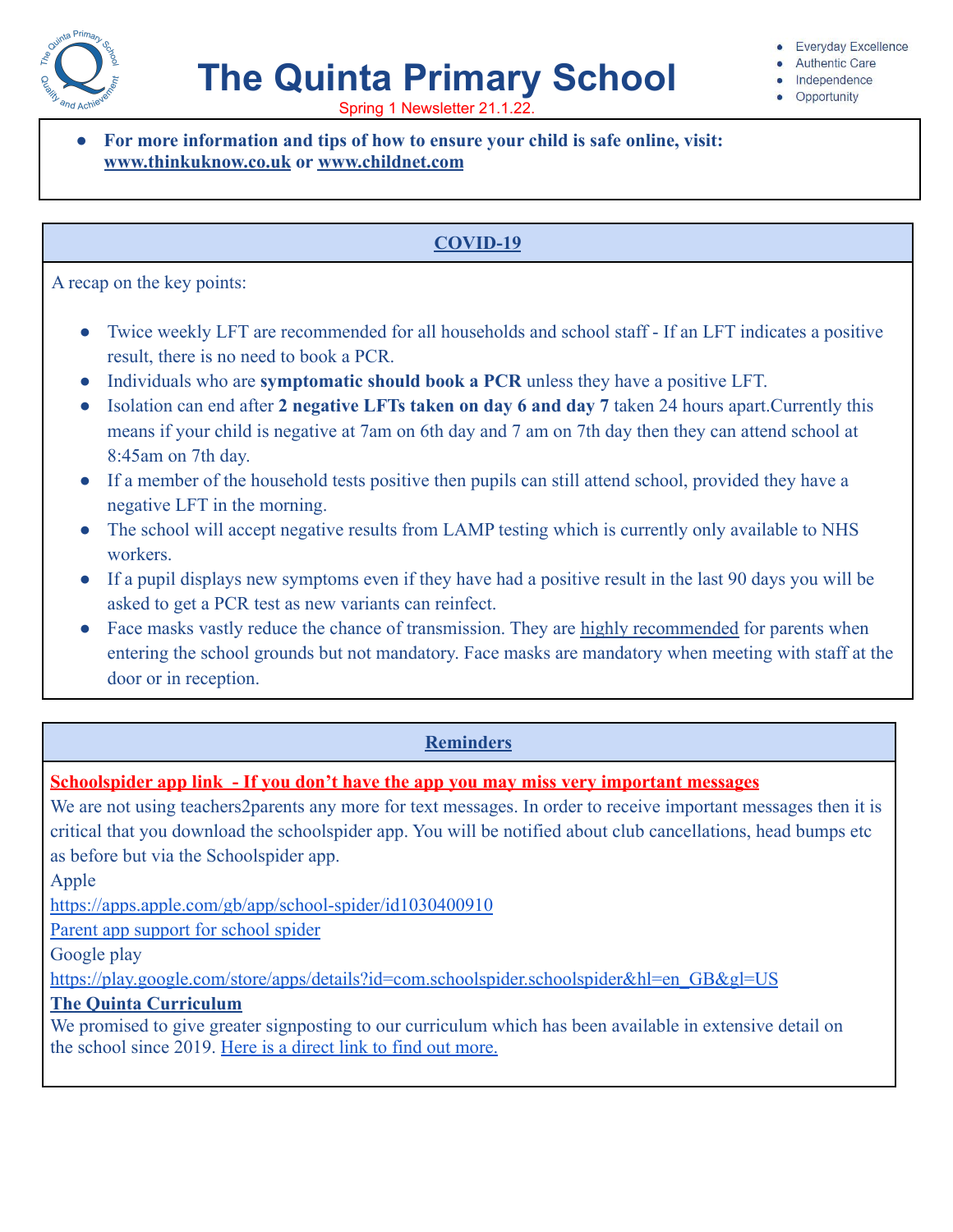# The Quinta Primary School

Spring 1 Newsletter 21.1.22.

- Everyday Excellence
- Authentic Care
- Independence
- Opportunity

- **For more information and tips of how to ensure your child is safe online, visit: www.thinkuknow.co.uk or www.childnet.com**

## COVID-19

A recap on the key points:

- Twice weekly LFT are recommended for all households and school staff - If an LFT indicates a positive result, there is no need to book a PCR.
- Individuals who are **symptomatic should book a PCR** unless they have a positive LFT.
- Isolation can end after **2 negative LFTs taken on day 6 and day 7** taken 24 hours apart.Currently this means if your child is negative at 7am on 6th day and 7 am on 7th day then they can attend school at 8:45am on 7th day.
- If a member of the household tests positive then pupils can still attend school, provided they have a negative LFT in the morning.
- The school will accept negative results from LAMP testing which is currently only available to NHS workers.
- If a pupil displays new symptoms even if they have had a positive result in the last 90 days you will be asked to get a PCR test as new variants can reinfect.
- Face masks vastly reduce the chance of transmission. They are highly recommended for parents when entering the school grounds but not mandatory. Face masks are mandatory when meeting with staff at the door or in reception.

## Reminders

**Schoolspider app link - If you don't have the app you may miss very important messages**

We are not using teachers2parents any more for text messages. In order to receive important messages then it is critical that you download the schoolspider app. You will be notified about club cancellations, head bumps etc as before but via the Schoolspider app.

Apple

https://apps.apple.com/gb/app/school-spider/id1030400910

Parent app support for school spider

Google play

https://play.google.com/store/apps/details?id=com.schoolspider.schoolspider&hl=en_GB&gl=US

**The Quinta Curriculum**

We promised to give greater signposting to our curriculum which has been available in extensive detail on the school since 2019. Here is a direct link to find out more.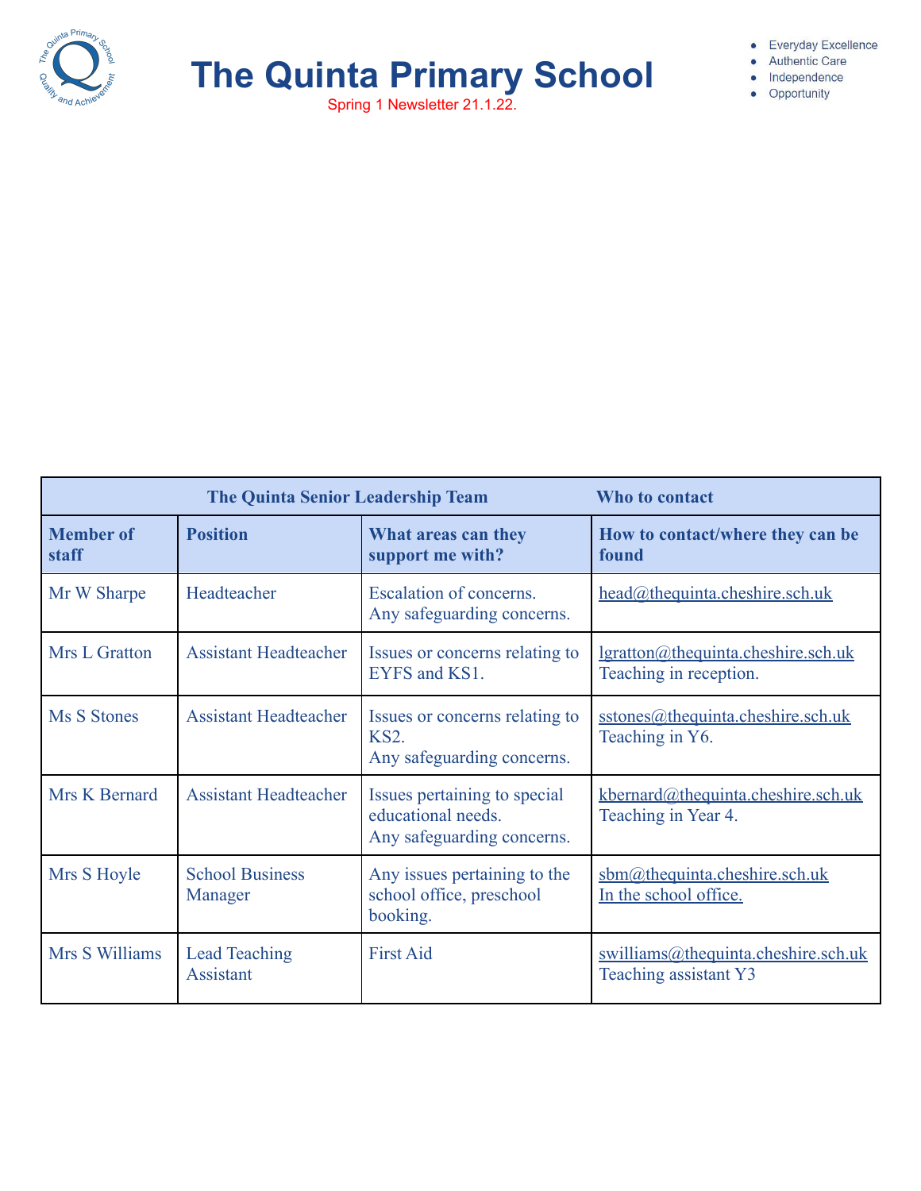# The Quinta Primary School

Spring 1 Newsletter 21.1.22.

- Everyday Excellence
- Authentic Care
- Independence
- Opportunity

| The Quinta Senior Leadership Team | | | Who to contact |
|---|---|---|---|
| **Member of staff** | **Position** | **What areas can they support me with?** | **How to contact/where they can be found** |
| Mr W Sharpe | Headteacher | Escalation of concerns.<br>Any safeguarding concerns. | head@thequinta.cheshire.sch.uk |
| Mrs L Gratton | Assistant Headteacher | Issues or concerns relating to EYFS and KS1. | lgratton@thequinta.cheshire.sch.uk<br>Teaching in reception. |
| Ms S Stones | Assistant Headteacher | Issues or concerns relating to KS2.<br>Any safeguarding concerns. | sstones@thequinta.cheshire.sch.uk<br>Teaching in Y6. |
| Mrs K Bernard | Assistant Headteacher | Issues pertaining to special educational needs.<br>Any safeguarding concerns. | kbernard@thequinta.cheshire.sch.uk<br>Teaching in Year 4. |
| Mrs S Hoyle | School Business Manager | Any issues pertaining to the school office, preschool booking. | sbm@thequinta.cheshire.sch.uk<br>In the school office. |
| Mrs S Williams | Lead Teaching Assistant | First Aid | swilliams@thequinta.cheshire.sch.uk<br>Teaching assistant Y3 |